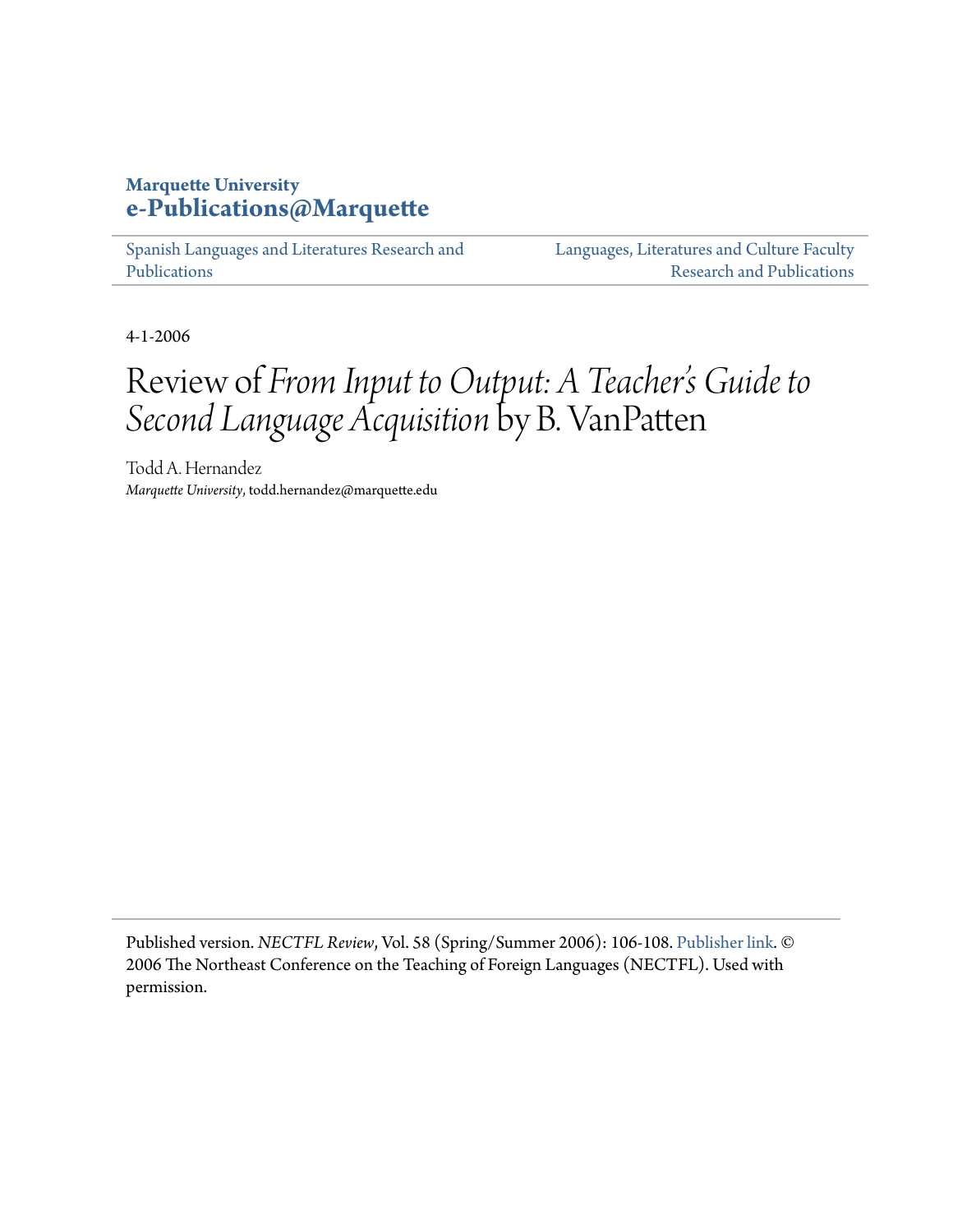**Marquette University**
**e-Publications@Marquette**

Spanish Languages and Literatures Research and Publications

Languages, Literatures and Culture Faculty Research and Publications

4-1-2006

# Review of *From Input to Output: A Teacher's Guide to Second Language Acquisition* by B. VanPatten

Todd A. Hernandez
*Marquette University*, todd.hernandez@marquette.edu

Published version. *NECTFL Review*, Vol. 58 (Spring/Summer 2006): 106-108. Publisher link. © 2006 The Northeast Conference on the Teaching of Foreign Languages (NECTFL). Used with permission.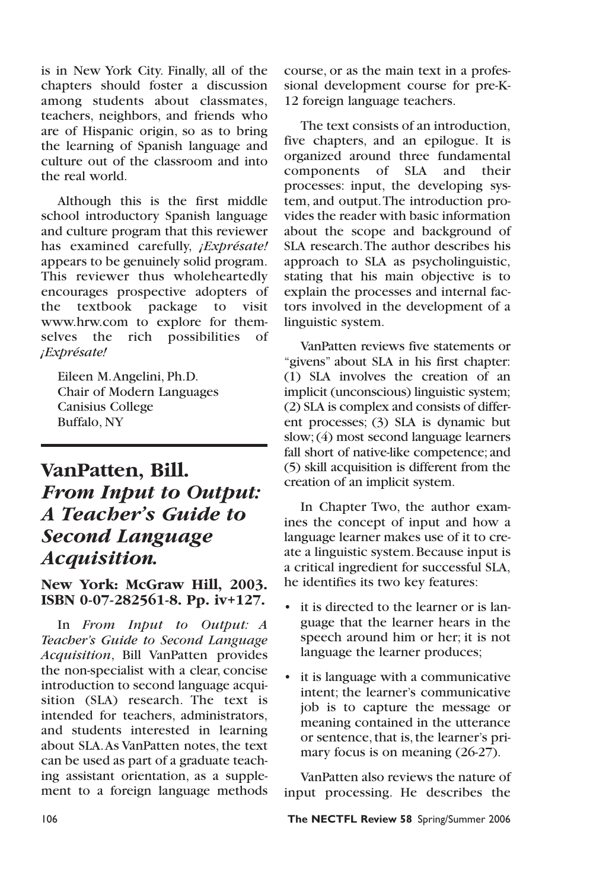is in New York City. Finally, all of the chapters should foster a discussion among students about classmates, teachers, neighbors, and friends who are of Hispanic origin, so as to bring the learning of Spanish language and culture out of the classroom and into the real world.

Although this is the first middle school introductory Spanish language and culture program that this reviewer has examined carefully, *¡Exprésate!* appears to be genuinely solid program. This reviewer thus wholeheartedly encourages prospective adopters of the textbook package to visit www.hrw.com to explore for themselves the rich possibilities of *¡Exprésate!*

Eileen M. Angelini, Ph.D.
Chair of Modern Languages
Canisius College
Buffalo, NY

---

## VanPatten, Bill. *From Input to Output: A Teacher's Guide to Second Language Acquisition.*

### New York: McGraw Hill, 2003. ISBN 0-07-282561-8. Pp. iv+127.

In *From Input to Output: A Teacher's Guide to Second Language Acquisition*, Bill VanPatten provides the non-specialist with a clear, concise introduction to second language acquisition (SLA) research. The text is intended for teachers, administrators, and students interested in learning about SLA. As VanPatten notes, the text can be used as part of a graduate teaching assistant orientation, as a supplement to a foreign language methods course, or as the main text in a professional development course for pre-K-12 foreign language teachers.

The text consists of an introduction, five chapters, and an epilogue. It is organized around three fundamental components of SLA and their processes: input, the developing system, and output. The introduction provides the reader with basic information about the scope and background of SLA research. The author describes his approach to SLA as psycholinguistic, stating that his main objective is to explain the processes and internal factors involved in the development of a linguistic system.

VanPatten reviews five statements or "givens" about SLA in his first chapter: (1) SLA involves the creation of an implicit (unconscious) linguistic system; (2) SLA is complex and consists of different processes; (3) SLA is dynamic but slow; (4) most second language learners fall short of native-like competence; and (5) skill acquisition is different from the creation of an implicit system.

In Chapter Two, the author examines the concept of input and how a language learner makes use of it to create a linguistic system. Because input is a critical ingredient for successful SLA, he identifies its two key features:

- it is directed to the learner or is language that the learner hears in the speech around him or her; it is not language the learner produces;
- it is language with a communicative intent; the learner's communicative job is to capture the message or meaning contained in the utterance or sentence, that is, the learner's primary focus is on meaning (26-27).

VanPatten also reviews the nature of input processing. He describes the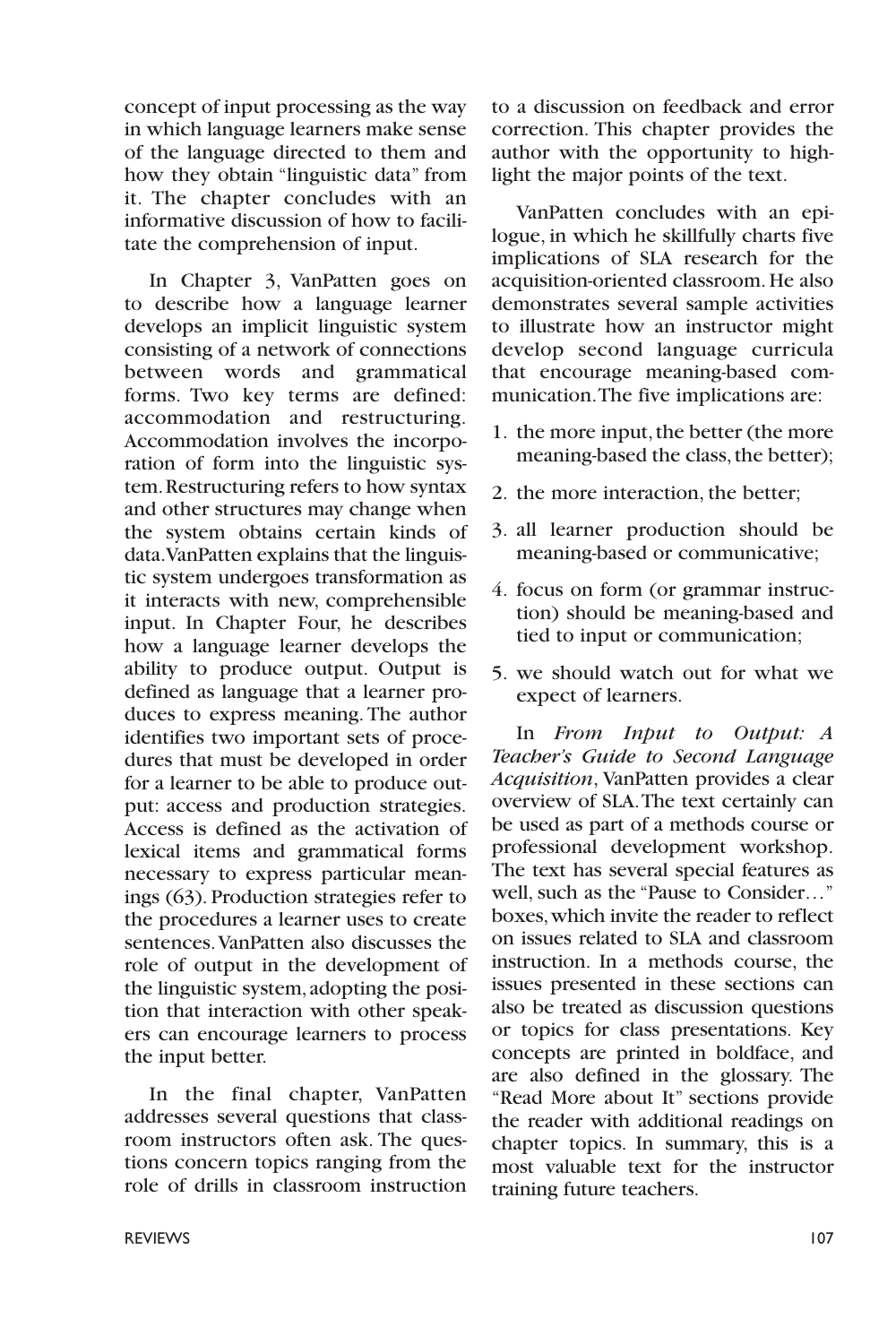concept of input processing as the way in which language learners make sense of the language directed to them and how they obtain "linguistic data" from it. The chapter concludes with an informative discussion of how to facilitate the comprehension of input.

In Chapter 3, VanPatten goes on to describe how a language learner develops an implicit linguistic system consisting of a network of connections between words and grammatical forms. Two key terms are defined: accommodation and restructuring. Accommodation involves the incorporation of form into the linguistic system. Restructuring refers to how syntax and other structures may change when the system obtains certain kinds of data. VanPatten explains that the linguistic system undergoes transformation as it interacts with new, comprehensible input. In Chapter Four, he describes how a language learner develops the ability to produce output. Output is defined as language that a learner produces to express meaning. The author identifies two important sets of procedures that must be developed in order for a learner to be able to produce output: access and production strategies. Access is defined as the activation of lexical items and grammatical forms necessary to express particular meanings (63). Production strategies refer to the procedures a learner uses to create sentences. VanPatten also discusses the role of output in the development of the linguistic system, adopting the position that interaction with other speakers can encourage learners to process the input better.

In the final chapter, VanPatten addresses several questions that classroom instructors often ask. The questions concern topics ranging from the role of drills in classroom instruction to a discussion on feedback and error correction. This chapter provides the author with the opportunity to highlight the major points of the text.

VanPatten concludes with an epilogue, in which he skillfully charts five implications of SLA research for the acquisition-oriented classroom. He also demonstrates several sample activities to illustrate how an instructor might develop second language curricula that encourage meaning-based communication. The five implications are:

1. the more input, the better (the more meaning-based the class, the better);
2. the more interaction, the better;
3. all learner production should be meaning-based or communicative;
4. focus on form (or grammar instruction) should be meaning-based and tied to input or communication;
5. we should watch out for what we expect of learners.

In *From Input to Output: A Teacher's Guide to Second Language Acquisition*, VanPatten provides a clear overview of SLA. The text certainly can be used as part of a methods course or professional development workshop. The text has several special features as well, such as the "Pause to Consider…" boxes, which invite the reader to reflect on issues related to SLA and classroom instruction. In a methods course, the issues presented in these sections can also be treated as discussion questions or topics for class presentations. Key concepts are printed in boldface, and are also defined in the glossary. The "Read More about It" sections provide the reader with additional readings on chapter topics. In summary, this is a most valuable text for the instructor training future teachers.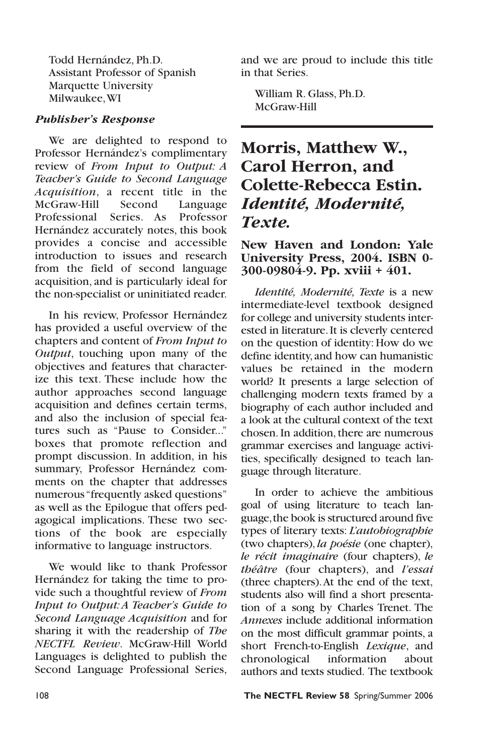Todd Hernández, Ph.D.
Assistant Professor of Spanish
Marquette University
Milwaukee, WI

***Publisher's Response***

We are delighted to respond to Professor Hernández's complimentary review of *From Input to Output: A Teacher's Guide to Second Language Acquisition*, a recent title in the McGraw-Hill Second Language Professional Series. As Professor Hernández accurately notes, this book provides a concise and accessible introduction to issues and research from the field of second language acquisition, and is particularly ideal for the non-specialist or uninitiated reader.

In his review, Professor Hernández has provided a useful overview of the chapters and content of *From Input to Output*, touching upon many of the objectives and features that characterize this text. These include how the author approaches second language acquisition and defines certain terms, and also the inclusion of special features such as "Pause to Consider..." boxes that promote reflection and prompt discussion. In addition, in his summary, Professor Hernández comments on the chapter that addresses numerous "frequently asked questions" as well as the Epilogue that offers pedagogical implications. These two sections of the book are especially informative to language instructors.

We would like to thank Professor Hernández for taking the time to provide such a thoughtful review of *From Input to Output: A Teacher's Guide to Second Language Acquisition* and for sharing it with the readership of *The NECTFL Review*. McGraw-Hill World Languages is delighted to publish the Second Language Professional Series, and we are proud to include this title in that Series.

William R. Glass, Ph.D.
McGraw-Hill

## Morris, Matthew W., Carol Herron, and Colette-Rebecca Estin. *Identité, Modernité, Texte.*

### New Haven and London: Yale University Press, 2004. ISBN 0-300-09804-9. Pp. xviii + 401.

*Identité, Modernité, Texte* is a new intermediate-level textbook designed for college and university students interested in literature. It is cleverly centered on the question of identity: How do we define identity, and how can humanistic values be retained in the modern world? It presents a large selection of challenging modern texts framed by a biography of each author included and a look at the cultural context of the text chosen. In addition, there are numerous grammar exercises and language activities, specifically designed to teach language through literature.

In order to achieve the ambitious goal of using literature to teach language, the book is structured around five types of literary texts: *L'autobiographie* (two chapters), *la poésie* (one chapter), *le récit imaginaire* (four chapters), *le théâtre* (four chapters), and *l'essai* (three chapters). At the end of the text, students also will find a short presentation of a song by Charles Trenet. The *Annexes* include additional information on the most difficult grammar points, a short French-to-English *Lexique*, and chronological information about authors and texts studied. The textbook